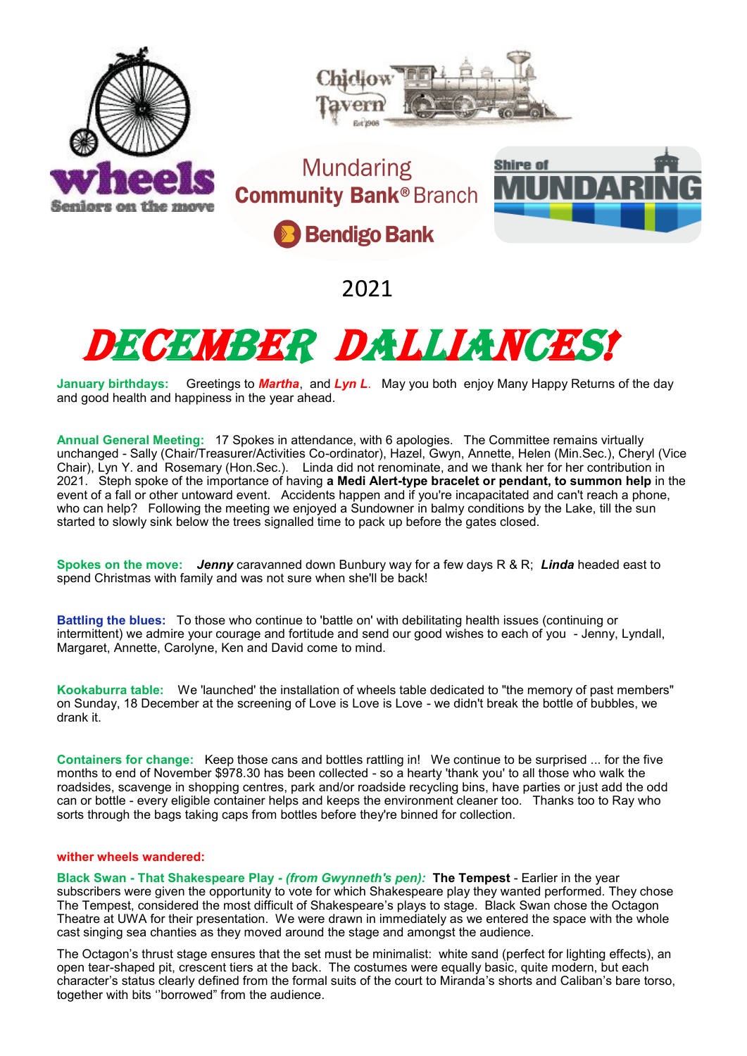wheels
Seniors on the move

Chidlow Tavern
Est 1908

Mundaring
**Community Bank® Branch**
**Bendigo Bank**

Shire of MUNDARING

2021

# DECEMBER DALLIANCES!

**January birthdays:** Greetings to ***Martha***, and ***Lyn L***. May you both enjoy Many Happy Returns of the day and good health and happiness in the year ahead.

**Annual General Meeting:** 17 Spokes in attendance, with 6 apologies. The Committee remains virtually unchanged - Sally (Chair/Treasurer/Activities Co-ordinator), Hazel, Gwyn, Annette, Helen (Min.Sec.), Cheryl (Vice Chair), Lyn Y. and Rosemary (Hon.Sec.). Linda did not renominate, and we thank her for her contribution in 2021. Steph spoke of the importance of having **a Medi Alert-type bracelet or pendant, to summon help** in the event of a fall or other untoward event. Accidents happen and if you're incapacitated and can't reach a phone, who can help? Following the meeting we enjoyed a Sundowner in balmy conditions by the Lake, till the sun started to slowly sink below the trees signalled time to pack up before the gates closed.

**Spokes on the move:** ***Jenny*** caravanned down Bunbury way for a few days R & R; ***Linda*** headed east to spend Christmas with family and was not sure when she'll be back!

**Battling the blues:** To those who continue to 'battle on' with debilitating health issues (continuing or intermittent) we admire your courage and fortitude and send our good wishes to each of you - Jenny, Lyndall, Margaret, Annette, Carolyne, Ken and David come to mind.

**Kookaburra table:** We 'launched' the installation of wheels table dedicated to "the memory of past members" on Sunday, 18 December at the screening of Love is Love is Love - we didn't break the bottle of bubbles, we drank it.

**Containers for change:** Keep those cans and bottles rattling in! We continue to be surprised ... for the five months to end of November $978.30 has been collected - so a hearty 'thank you' to all those who walk the roadsides, scavenge in shopping centres, park and/or roadside recycling bins, have parties or just add the odd can or bottle - every eligible container helps and keeps the environment cleaner too. Thanks too to Ray who sorts through the bags taking caps from bottles before they're binned for collection.

**wither wheels wandered:**

**Black Swan - That Shakespeare Play - *(from Gwynneth's pen):*** **The Tempest** - Earlier in the year subscribers were given the opportunity to vote for which Shakespeare play they wanted performed. They chose The Tempest, considered the most difficult of Shakespeare's plays to stage. Black Swan chose the Octagon Theatre at UWA for their presentation. We were drawn in immediately as we entered the space with the whole cast singing sea chanties as they moved around the stage and amongst the audience.

The Octagon's thrust stage ensures that the set must be minimalist: white sand (perfect for lighting effects), an open tear-shaped pit, crescent tiers at the back. The costumes were equally basic, quite modern, but each character's status clearly defined from the formal suits of the court to Miranda's shorts and Caliban's bare torso, together with bits ''borrowed" from the audience.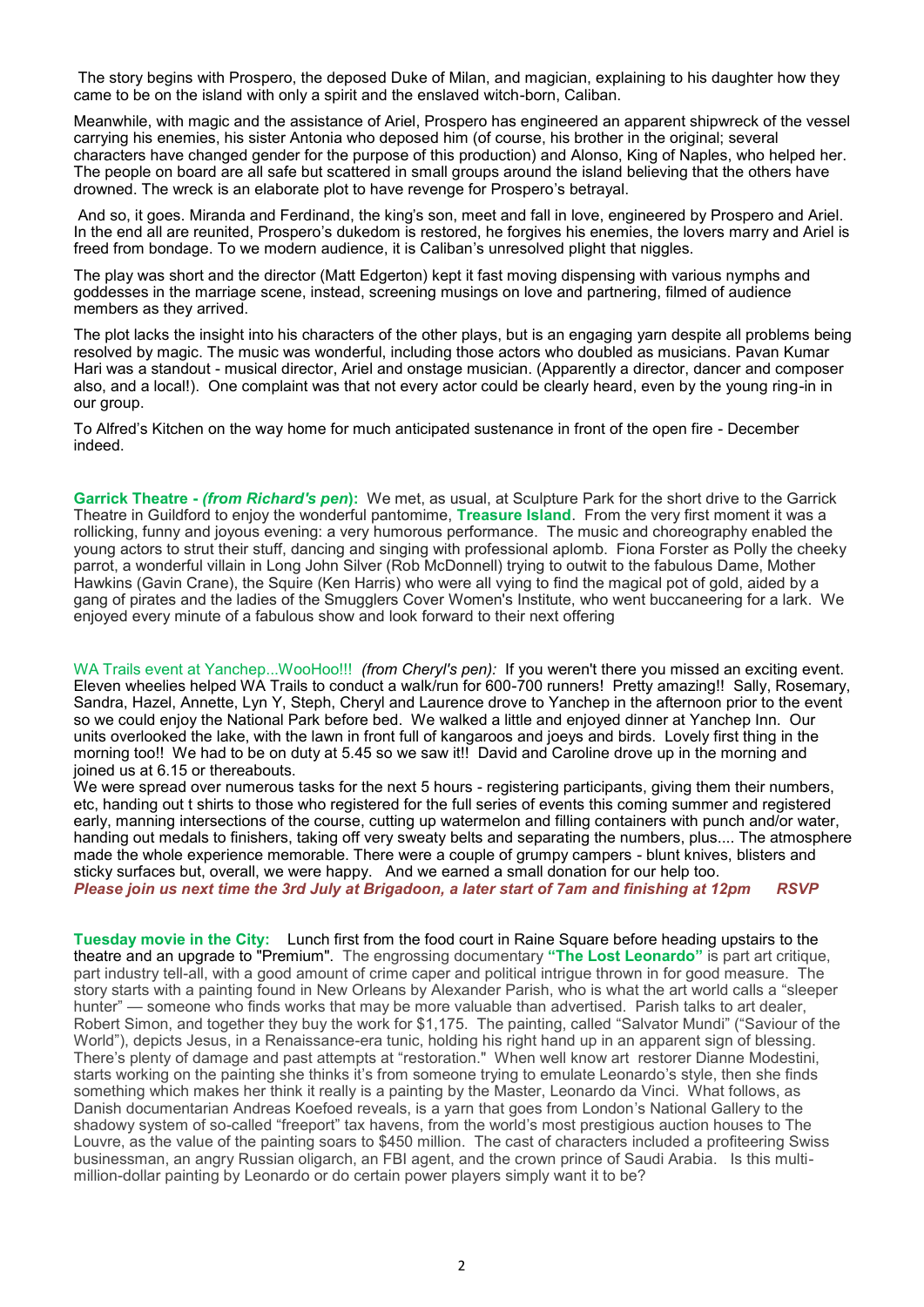The story begins with Prospero, the deposed Duke of Milan, and magician, explaining to his daughter how they came to be on the island with only a spirit and the enslaved witch-born, Caliban.

Meanwhile, with magic and the assistance of Ariel, Prospero has engineered an apparent shipwreck of the vessel carrying his enemies, his sister Antonia who deposed him (of course, his brother in the original; several characters have changed gender for the purpose of this production) and Alonso, King of Naples, who helped her. The people on board are all safe but scattered in small groups around the island believing that the others have drowned. The wreck is an elaborate plot to have revenge for Prospero's betrayal.

And so, it goes. Miranda and Ferdinand, the king's son, meet and fall in love, engineered by Prospero and Ariel. In the end all are reunited, Prospero's dukedom is restored, he forgives his enemies, the lovers marry and Ariel is freed from bondage. To we modern audience, it is Caliban's unresolved plight that niggles.

The play was short and the director (Matt Edgerton) kept it fast moving dispensing with various nymphs and goddesses in the marriage scene, instead, screening musings on love and partnering, filmed of audience members as they arrived.

The plot lacks the insight into his characters of the other plays, but is an engaging yarn despite all problems being resolved by magic. The music was wonderful, including those actors who doubled as musicians. Pavan Kumar Hari was a standout - musical director, Ariel and onstage musician. (Apparently a director, dancer and composer also, and a local!). One complaint was that not every actor could be clearly heard, even by the young ring-in in our group.

To Alfred's Kitchen on the way home for much anticipated sustenance in front of the open fire - December indeed.

**Garrick Theatre - *(from Richard's pen)*:** We met, as usual, at Sculpture Park for the short drive to the Garrick Theatre in Guildford to enjoy the wonderful pantomime, **Treasure Island**. From the very first moment it was a rollicking, funny and joyous evening: a very humorous performance. The music and choreography enabled the young actors to strut their stuff, dancing and singing with professional aplomb. Fiona Forster as Polly the cheeky parrot, a wonderful villain in Long John Silver (Rob McDonnell) trying to outwit to the fabulous Dame, Mother Hawkins (Gavin Crane), the Squire (Ken Harris) who were all vying to find the magical pot of gold, aided by a gang of pirates and the ladies of the Smugglers Cover Women's Institute, who went buccaneering for a lark. We enjoyed every minute of a fabulous show and look forward to their next offering

WA Trails event at Yanchep...WooHoo!!! *(from Cheryl's pen):* If you weren't there you missed an exciting event. Eleven wheelies helped WA Trails to conduct a walk/run for 600-700 runners! Pretty amazing!! Sally, Rosemary, Sandra, Hazel, Annette, Lyn Y, Steph, Cheryl and Laurence drove to Yanchep in the afternoon prior to the event so we could enjoy the National Park before bed. We walked a little and enjoyed dinner at Yanchep Inn. Our units overlooked the lake, with the lawn in front full of kangaroos and joeys and birds. Lovely first thing in the morning too!! We had to be on duty at 5.45 so we saw it!! David and Caroline drove up in the morning and joined us at 6.15 or thereabouts.
We were spread over numerous tasks for the next 5 hours - registering participants, giving them their numbers, etc, handing out t shirts to those who registered for the full series of events this coming summer and registered early, manning intersections of the course, cutting up watermelon and filling containers with punch and/or water, handing out medals to finishers, taking off very sweaty belts and separating the numbers, plus.... The atmosphere made the whole experience memorable. There were a couple of grumpy campers - blunt knives, blisters and sticky surfaces but, overall, we were happy. And we earned a small donation for our help too.
***Please join us next time the 3rd July at Brigadoon, a later start of 7am and finishing at 12pm RSVP***

**Tuesday movie in the City:** Lunch first from the food court in Raine Square before heading upstairs to the theatre and an upgrade to "Premium". The engrossing documentary **"The Lost Leonardo"** is part art critique, part industry tell-all, with a good amount of crime caper and political intrigue thrown in for good measure. The story starts with a painting found in New Orleans by Alexander Parish, who is what the art world calls a "sleeper hunter" — someone who finds works that may be more valuable than advertised. Parish talks to art dealer, Robert Simon, and together they buy the work for $1,175. The painting, called "Salvator Mundi" ("Saviour of the World"), depicts Jesus, in a Renaissance-era tunic, holding his right hand up in an apparent sign of blessing. There's plenty of damage and past attempts at "restoration." When well know art restorer Dianne Modestini, starts working on the painting she thinks it's from someone trying to emulate Leonardo's style, then she finds something which makes her think it really is a painting by the Master, Leonardo da Vinci. What follows, as Danish documentarian Andreas Koefoed reveals, is a yarn that goes from London's National Gallery to the shadowy system of so-called "freeport" tax havens, from the world's most prestigious auction houses to The Louvre, as the value of the painting soars to $450 million. The cast of characters included a profiteering Swiss businessman, an angry Russian oligarch, an FBI agent, and the crown prince of Saudi Arabia. Is this multi-million-dollar painting by Leonardo or do certain power players simply want it to be?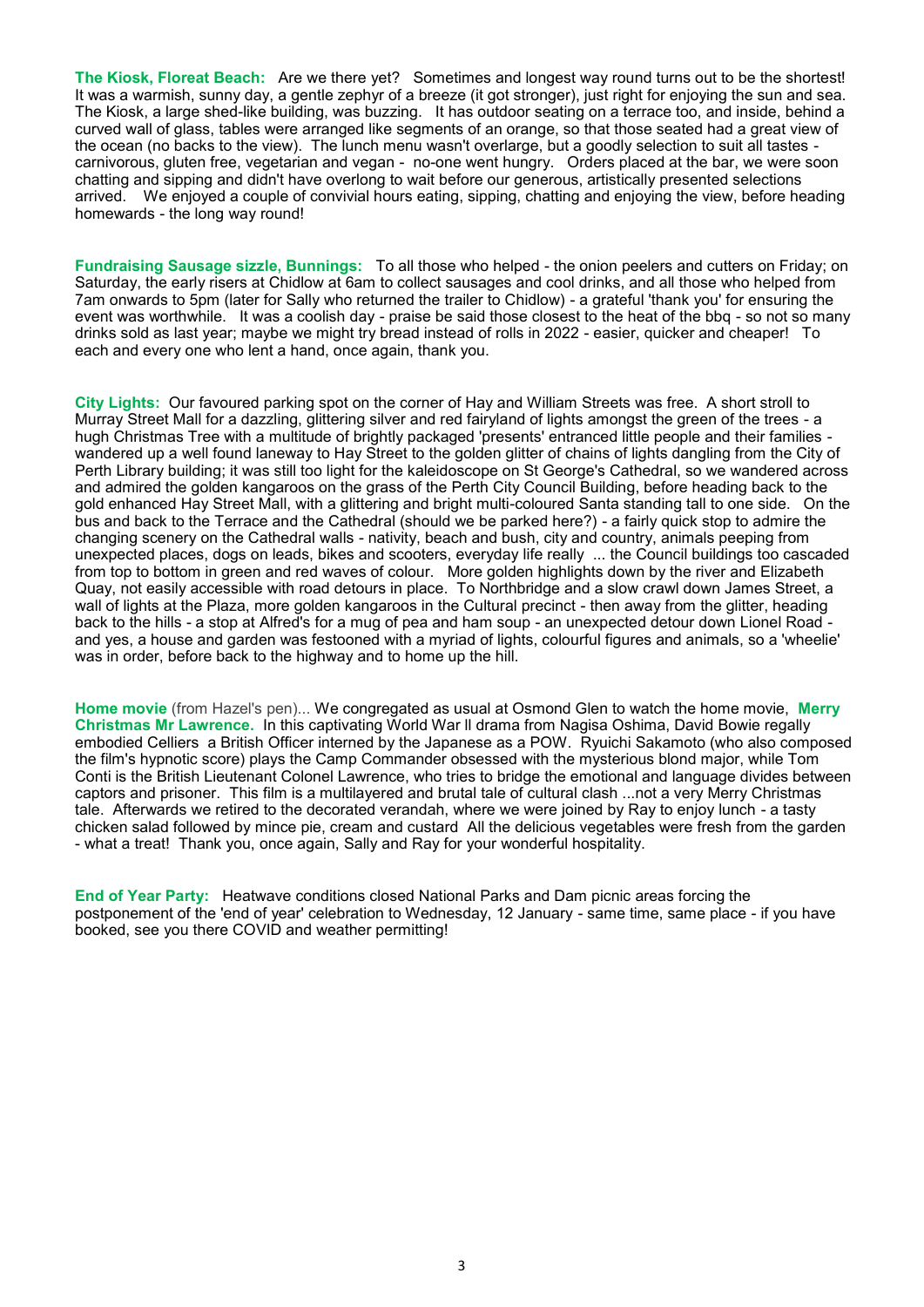**The Kiosk, Floreat Beach:** Are we there yet? Sometimes and longest way round turns out to be the shortest! It was a warmish, sunny day, a gentle zephyr of a breeze (it got stronger), just right for enjoying the sun and sea. The Kiosk, a large shed-like building, was buzzing. It has outdoor seating on a terrace too, and inside, behind a curved wall of glass, tables were arranged like segments of an orange, so that those seated had a great view of the ocean (no backs to the view). The lunch menu wasn't overlarge, but a goodly selection to suit all tastes - carnivorous, gluten free, vegetarian and vegan - no-one went hungry. Orders placed at the bar, we were soon chatting and sipping and didn't have overlong to wait before our generous, artistically presented selections arrived. We enjoyed a couple of convivial hours eating, sipping, chatting and enjoying the view, before heading homewards - the long way round!

**Fundraising Sausage sizzle, Bunnings:** To all those who helped - the onion peelers and cutters on Friday; on Saturday, the early risers at Chidlow at 6am to collect sausages and cool drinks, and all those who helped from 7am onwards to 5pm (later for Sally who returned the trailer to Chidlow) - a grateful 'thank you' for ensuring the event was worthwhile. It was a coolish day - praise be said those closest to the heat of the bbq - so not so many drinks sold as last year; maybe we might try bread instead of rolls in 2022 - easier, quicker and cheaper! To each and every one who lent a hand, once again, thank you.

**City Lights:** Our favoured parking spot on the corner of Hay and William Streets was free. A short stroll to Murray Street Mall for a dazzling, glittering silver and red fairyland of lights amongst the green of the trees - a hugh Christmas Tree with a multitude of brightly packaged 'presents' entranced little people and their families - wandered up a well found laneway to Hay Street to the golden glitter of chains of lights dangling from the City of Perth Library building; it was still too light for the kaleidoscope on St George's Cathedral, so we wandered across and admired the golden kangaroos on the grass of the Perth City Council Building, before heading back to the gold enhanced Hay Street Mall, with a glittering and bright multi-coloured Santa standing tall to one side. On the bus and back to the Terrace and the Cathedral (should we be parked here?) - a fairly quick stop to admire the changing scenery on the Cathedral walls - nativity, beach and bush, city and country, animals peeping from unexpected places, dogs on leads, bikes and scooters, everyday life really ... the Council buildings too cascaded from top to bottom in green and red waves of colour. More golden highlights down by the river and Elizabeth Quay, not easily accessible with road detours in place. To Northbridge and a slow crawl down James Street, a wall of lights at the Plaza, more golden kangaroos in the Cultural precinct - then away from the glitter, heading back to the hills - a stop at Alfred's for a mug of pea and ham soup - an unexpected detour down Lionel Road - and yes, a house and garden was festooned with a myriad of lights, colourful figures and animals, so a 'wheelie' was in order, before back to the highway and to home up the hill.

**Home movie** (from Hazel's pen)... We congregated as usual at Osmond Glen to watch the home movie, **Merry Christmas Mr Lawrence.** In this captivating World War ll drama from Nagisa Oshima, David Bowie regally embodied Celliers a British Officer interned by the Japanese as a POW. Ryuichi Sakamoto (who also composed the film's hypnotic score) plays the Camp Commander obsessed with the mysterious blond major, while Tom Conti is the British Lieutenant Colonel Lawrence, who tries to bridge the emotional and language divides between captors and prisoner. This film is a multilayered and brutal tale of cultural clash ...not a very Merry Christmas tale. Afterwards we retired to the decorated verandah, where we were joined by Ray to enjoy lunch - a tasty chicken salad followed by mince pie, cream and custard All the delicious vegetables were fresh from the garden - what a treat! Thank you, once again, Sally and Ray for your wonderful hospitality.

**End of Year Party:** Heatwave conditions closed National Parks and Dam picnic areas forcing the postponement of the 'end of year' celebration to Wednesday, 12 January - same time, same place - if you have booked, see you there COVID and weather permitting!